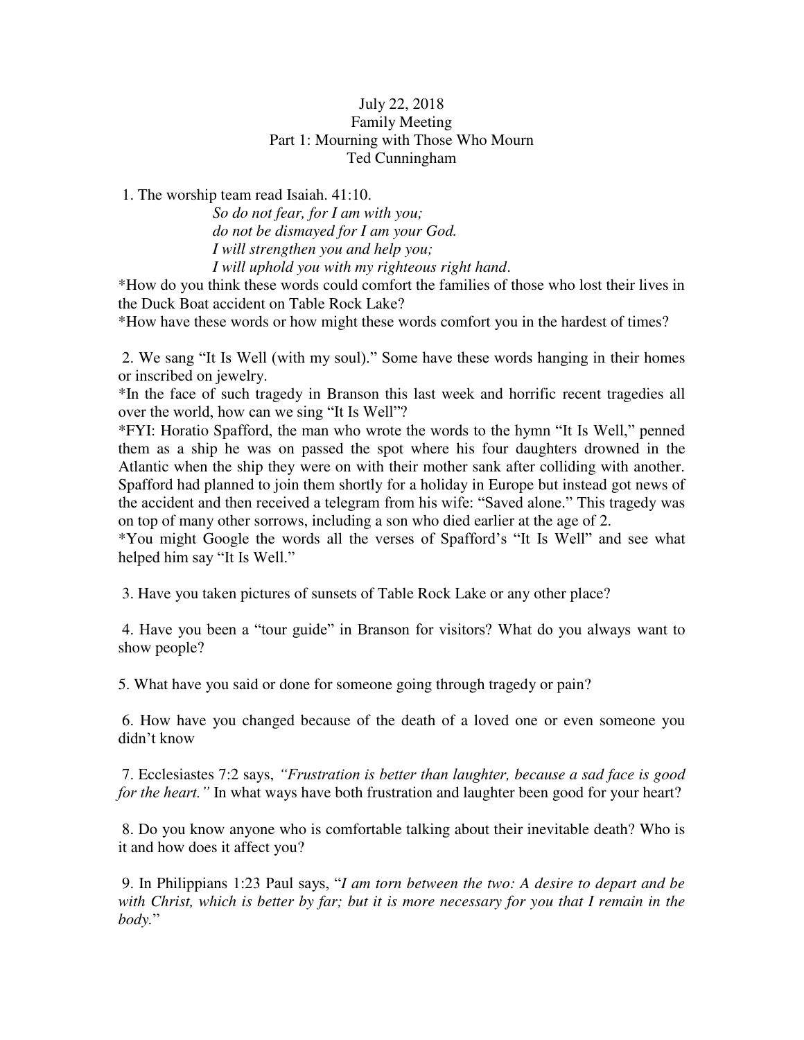July 22, 2018
Family Meeting
Part 1: Mourning with Those Who Mourn
Ted Cunningham

1. The worship team read Isaiah. 41:10.

> *So do not fear, for I am with you;*
> *do not be dismayed for I am your God.*
> *I will strengthen you and help you;*
> *I will uphold you with my righteous right hand*.

*How do you think these words could comfort the families of those who lost their lives in the Duck Boat accident on Table Rock Lake?

*How have these words or how might these words comfort you in the hardest of times?

2. We sang "It Is Well (with my soul)." Some have these words hanging in their homes or inscribed on jewelry.

*In the face of such tragedy in Branson this last week and horrific recent tragedies all over the world, how can we sing "It Is Well"?

*FYI: Horatio Spafford, the man who wrote the words to the hymn "It Is Well," penned them as a ship he was on passed the spot where his four daughters drowned in the Atlantic when the ship they were on with their mother sank after colliding with another. Spafford had planned to join them shortly for a holiday in Europe but instead got news of the accident and then received a telegram from his wife: "Saved alone." This tragedy was on top of many other sorrows, including a son who died earlier at the age of 2.

*You might Google the words all the verses of Spafford's "It Is Well" and see what helped him say "It Is Well."

3. Have you taken pictures of sunsets of Table Rock Lake or any other place?

4. Have you been a "tour guide" in Branson for visitors? What do you always want to show people?

5. What have you said or done for someone going through tragedy or pain?

6. How have you changed because of the death of a loved one or even someone you didn't know

7. Ecclesiastes 7:2 says, *"Frustration is better than laughter, because a sad face is good for the heart."* In what ways have both frustration and laughter been good for your heart?

8. Do you know anyone who is comfortable talking about their inevitable death? Who is it and how does it affect you?

9. In Philippians 1:23 Paul says, "*I am torn between the two: A desire to depart and be with Christ, which is better by far; but it is more necessary for you that I remain in the body.*"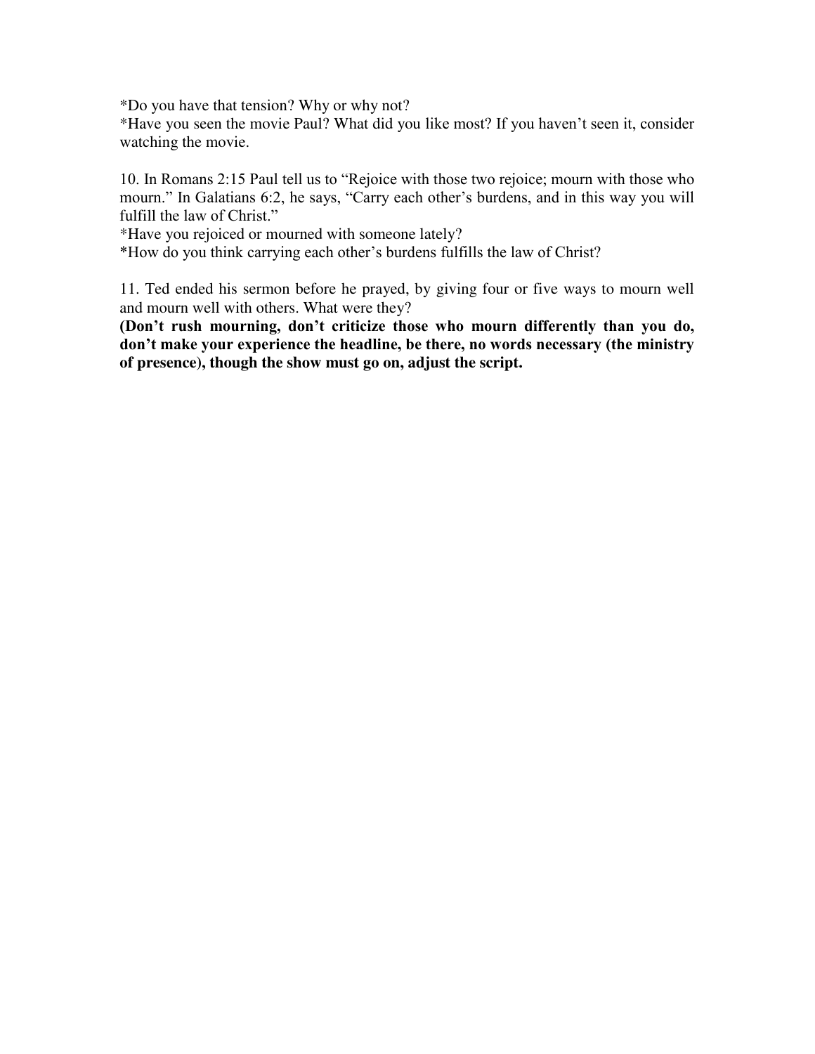*Do you have that tension? Why or why not?
*Have you seen the movie Paul? What did you like most? If you haven't seen it, consider watching the movie.

10. In Romans 2:15 Paul tell us to "Rejoice with those two rejoice; mourn with those who mourn." In Galatians 6:2, he says, "Carry each other's burdens, and in this way you will fulfill the law of Christ."
*Have you rejoiced or mourned with someone lately?
*How do you think carrying each other's burdens fulfills the law of Christ?

11. Ted ended his sermon before he prayed, by giving four or five ways to mourn well and mourn well with others. What were they?
**(Don't rush mourning, don't criticize those who mourn differently than you do, don't make your experience the headline, be there, no words necessary (the ministry of presence), though the show must go on, adjust the script.**